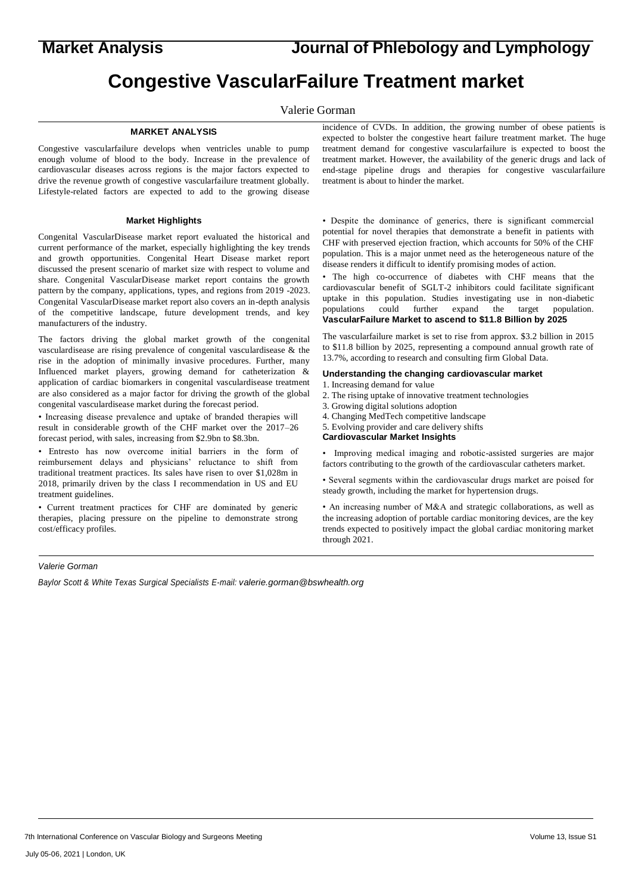# Congestive VascularFailure Treatment market

Valerie Gorman

## MARKET ANALYSIS

Congestive vascularfailure develops when ventricles unable to pump enough volume of blood to the body. Increase in the prevalence of cardiovascular diseases across regions is the major factors expected to drive the revenue growth of congestive vascularfailure treatment globally. Lifestyle-related factors are expected to add to the growing disease incidence of CVDs. In addition, the growing number of obese patients is expected to bolster the congestive heart failure treatment market. The huge treatment demand for congestive vascularfailure is expected to boost the treatment market. However, the availability of the generic drugs and lack of end-stage pipeline drugs and therapies for congestive vascularfailure treatment is about to hinder the market.

### Market Highlights

Congenital VascularDisease market report evaluated the historical and current performance of the market, especially highlighting the key trends and growth opportunities. Congenital Heart Disease market report discussed the present scenario of market size with respect to volume and share. Congenital VascularDisease market report contains the growth pattern by the company, applications, types, and regions from 2019 -2023. Congenital VascularDisease market report also covers an in-depth analysis of the competitive landscape, future development trends, and key manufacturers of the industry.

The factors driving the global market growth of the congenital vasculardisease are rising prevalence of congenital vasculardisease & the rise in the adoption of minimally invasive procedures. Further, many Influenced market players, growing demand for catheterization & application of cardiac biomarkers in congenital vasculardisease treatment are also considered as a major factor for driving the growth of the global congenital vasculardisease market during the forecast period.

- Increasing disease prevalence and uptake of branded therapies will result in considerable growth of the CHF market over the 2017–26 forecast period, with sales, increasing from $2.9bn to $8.3bn.
- Entresto has now overcome initial barriers in the form of reimbursement delays and physicians' reluctance to shift from traditional treatment practices. Its sales have risen to over $1,028m in 2018, primarily driven by the class I recommendation in US and EU treatment guidelines.
- Current treatment practices for CHF are dominated by generic therapies, placing pressure on the pipeline to demonstrate strong cost/efficacy profiles.
- Despite the dominance of generics, there is significant commercial potential for novel therapies that demonstrate a benefit in patients with CHF with preserved ejection fraction, which accounts for 50% of the CHF population. This is a major unmet need as the heterogeneous nature of the disease renders it difficult to identify promising modes of action.
- The high co-occurrence of diabetes with CHF means that the cardiovascular benefit of SGLT-2 inhibitors could facilitate significant uptake in this population. Studies investigating use in non-diabetic populations could further expand the target population.

### VascularFailure Market to ascend to $11.8 Billion by 2025

The vascularfailure market is set to rise from approx. $3.2 billion in 2015 to $11.8 billion by 2025, representing a compound annual growth rate of 13.7%, according to research and consulting firm Global Data.

### Understanding the changing cardiovascular market

1. Increasing demand for value
2. The rising uptake of innovative treatment technologies
3. Growing digital solutions adoption
4. Changing MedTech competitive landscape
5. Evolving provider and care delivery shifts

### Cardiovascular Market Insights

- Improving medical imaging and robotic-assisted surgeries are major factors contributing to the growth of the cardiovascular catheters market.
- Several segments within the cardiovascular drugs market are poised for steady growth, including the market for hypertension drugs.
- An increasing number of M&A and strategic collaborations, as well as the increasing adoption of portable cardiac monitoring devices, are the key trends expected to positively impact the global cardiac monitoring market through 2021.

*Valerie Gorman*

*Baylor Scott & White Texas Surgical Specialists E-mail: valerie.gorman@bswhealth.org*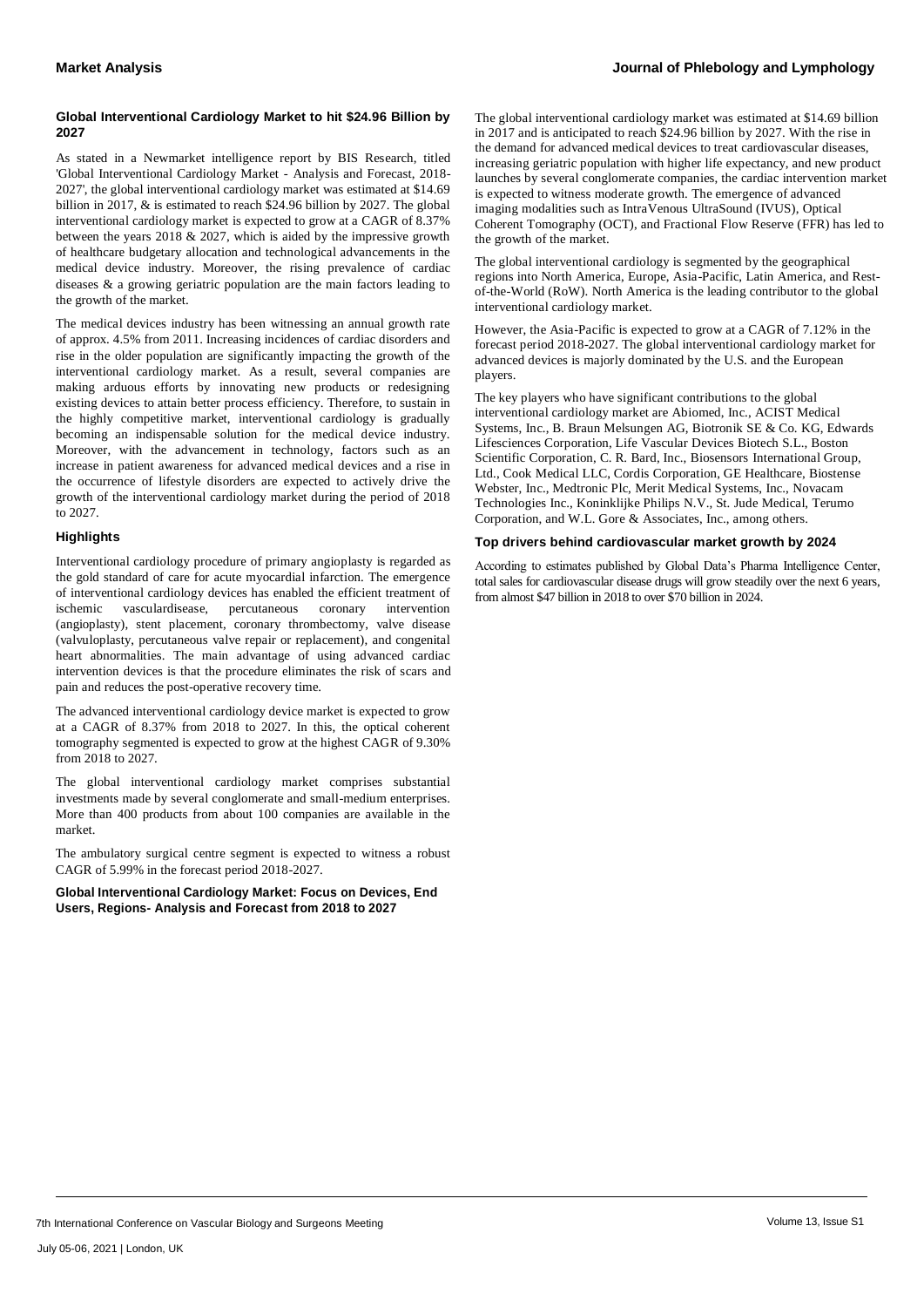## Global Interventional Cardiology Market to hit $24.96 Billion by 2027

As stated in a Newmarket intelligence report by BIS Research, titled 'Global Interventional Cardiology Market - Analysis and Forecast, 2018-2027', the global interventional cardiology market was estimated at $14.69 billion in 2017, & is estimated to reach $24.96 billion by 2027. The global interventional cardiology market is expected to grow at a CAGR of 8.37% between the years 2018 & 2027, which is aided by the impressive growth of healthcare budgetary allocation and technological advancements in the medical device industry. Moreover, the rising prevalence of cardiac diseases & a growing geriatric population are the main factors leading to the growth of the market.

The medical devices industry has been witnessing an annual growth rate of approx. 4.5% from 2011. Increasing incidences of cardiac disorders and rise in the older population are significantly impacting the growth of the interventional cardiology market. As a result, several companies are making arduous efforts by innovating new products or redesigning existing devices to attain better process efficiency. Therefore, to sustain in the highly competitive market, interventional cardiology is gradually becoming an indispensable solution for the medical device industry. Moreover, with the advancement in technology, factors such as an increase in patient awareness for advanced medical devices and a rise in the occurrence of lifestyle disorders are expected to actively drive the growth of the interventional cardiology market during the period of 2018 to 2027.

### Highlights

Interventional cardiology procedure of primary angioplasty is regarded as the gold standard of care for acute myocardial infarction. The emergence of interventional cardiology devices has enabled the efficient treatment of ischemic vasculardisease, percutaneous coronary intervention (angioplasty), stent placement, coronary thrombectomy, valve disease (valvuloplasty, percutaneous valve repair or replacement), and congenital heart abnormalities. The main advantage of using advanced cardiac intervention devices is that the procedure eliminates the risk of scars and pain and reduces the post-operative recovery time.

The advanced interventional cardiology device market is expected to grow at a CAGR of 8.37% from 2018 to 2027. In this, the optical coherent tomography segmented is expected to grow at the highest CAGR of 9.30% from 2018 to 2027.

The global interventional cardiology market comprises substantial investments made by several conglomerate and small-medium enterprises. More than 400 products from about 100 companies are available in the market.

The ambulatory surgical centre segment is expected to witness a robust CAGR of 5.99% in the forecast period 2018-2027.

### Global Interventional Cardiology Market: Focus on Devices, End Users, Regions- Analysis and Forecast from 2018 to 2027

The global interventional cardiology market was estimated at $14.69 billion in 2017 and is anticipated to reach $24.96 billion by 2027. With the rise in the demand for advanced medical devices to treat cardiovascular diseases, increasing geriatric population with higher life expectancy, and new product launches by several conglomerate companies, the cardiac intervention market is expected to witness moderate growth. The emergence of advanced imaging modalities such as IntraVenous UltraSound (IVUS), Optical Coherent Tomography (OCT), and Fractional Flow Reserve (FFR) has led to the growth of the market.

The global interventional cardiology is segmented by the geographical regions into North America, Europe, Asia-Pacific, Latin America, and Rest-of-the-World (RoW). North America is the leading contributor to the global interventional cardiology market.

However, the Asia-Pacific is expected to grow at a CAGR of 7.12% in the forecast period 2018-2027. The global interventional cardiology market for advanced devices is majorly dominated by the U.S. and the European players.

The key players who have significant contributions to the global interventional cardiology market are Abiomed, Inc., ACIST Medical Systems, Inc., B. Braun Melsungen AG, Biotronik SE & Co. KG, Edwards Lifesciences Corporation, Life Vascular Devices Biotech S.L., Boston Scientific Corporation, C. R. Bard, Inc., Biosensors International Group, Ltd., Cook Medical LLC, Cordis Corporation, GE Healthcare, Biostense Webster, Inc., Medtronic Plc, Merit Medical Systems, Inc., Novacam Technologies Inc., Koninklijke Philips N.V., St. Jude Medical, Terumo Corporation, and W.L. Gore & Associates, Inc., among others.

### Top drivers behind cardiovascular market growth by 2024

According to estimates published by Global Data's Pharma Intelligence Center, total sales for cardiovascular disease drugs will grow steadily over the next 6 years, from almost $47 billion in 2018 to over $70 billion in 2024.